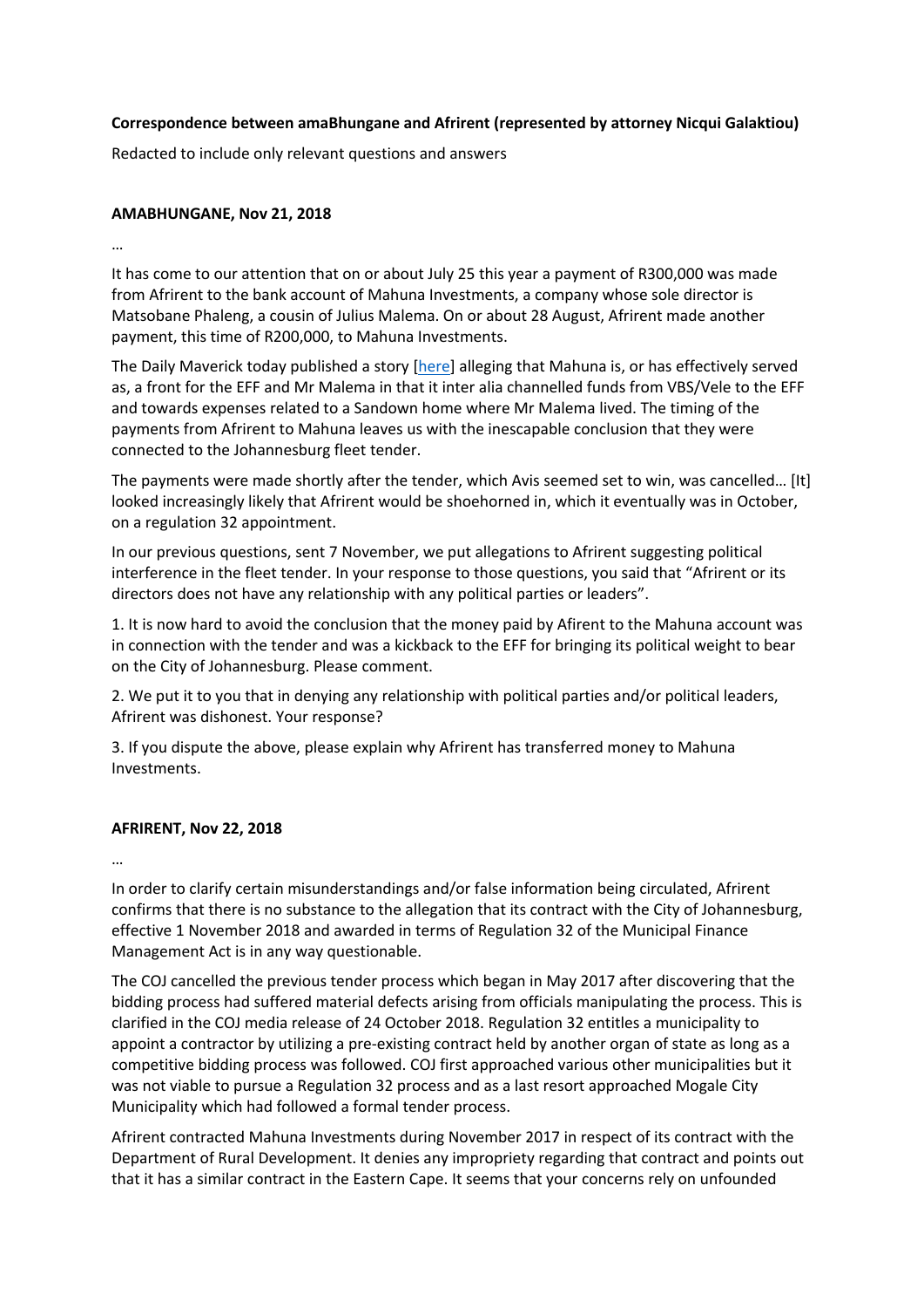**Correspondence between amaBhungane and Afrirent (represented by attorney Nicqui Galaktiou)**

Redacted to include only relevant questions and answers

**AMABHUNGANE, Nov 21, 2018**

…

It has come to our attention that on or about July 25 this year a payment of R300,000 was made from Afrirent to the bank account of Mahuna Investments, a company whose sole director is Matsobane Phaleng, a cousin of Julius Malema. On or about 28 August, Afrirent made another payment, this time of R200,000, to Mahuna Investments.

The Daily Maverick today published a story [here] alleging that Mahuna is, or has effectively served as, a front for the EFF and Mr Malema in that it inter alia channelled funds from VBS/Vele to the EFF and towards expenses related to a Sandown home where Mr Malema lived. The timing of the payments from Afrirent to Mahuna leaves us with the inescapable conclusion that they were connected to the Johannesburg fleet tender.

The payments were made shortly after the tender, which Avis seemed set to win, was cancelled… [It] looked increasingly likely that Afrirent would be shoehorned in, which it eventually was in October, on a regulation 32 appointment.

In our previous questions, sent 7 November, we put allegations to Afrirent suggesting political interference in the fleet tender. In your response to those questions, you said that "Afrirent or its directors does not have any relationship with any political parties or leaders".

1. It is now hard to avoid the conclusion that the money paid by Afirent to the Mahuna account was in connection with the tender and was a kickback to the EFF for bringing its political weight to bear on the City of Johannesburg. Please comment.

2. We put it to you that in denying any relationship with political parties and/or political leaders, Afrirent was dishonest. Your response?

3. If you dispute the above, please explain why Afrirent has transferred money to Mahuna Investments.

**AFRIRENT, Nov 22, 2018**

…

In order to clarify certain misunderstandings and/or false information being circulated, Afrirent confirms that there is no substance to the allegation that its contract with the City of Johannesburg, effective 1 November 2018 and awarded in terms of Regulation 32 of the Municipal Finance Management Act is in any way questionable.

The COJ cancelled the previous tender process which began in May 2017 after discovering that the bidding process had suffered material defects arising from officials manipulating the process. This is clarified in the COJ media release of 24 October 2018. Regulation 32 entitles a municipality to appoint a contractor by utilizing a pre-existing contract held by another organ of state as long as a competitive bidding process was followed. COJ first approached various other municipalities but it was not viable to pursue a Regulation 32 process and as a last resort approached Mogale City Municipality which had followed a formal tender process.

Afrirent contracted Mahuna Investments during November 2017 in respect of its contract with the Department of Rural Development. It denies any impropriety regarding that contract and points out that it has a similar contract in the Eastern Cape. It seems that your concerns rely on unfounded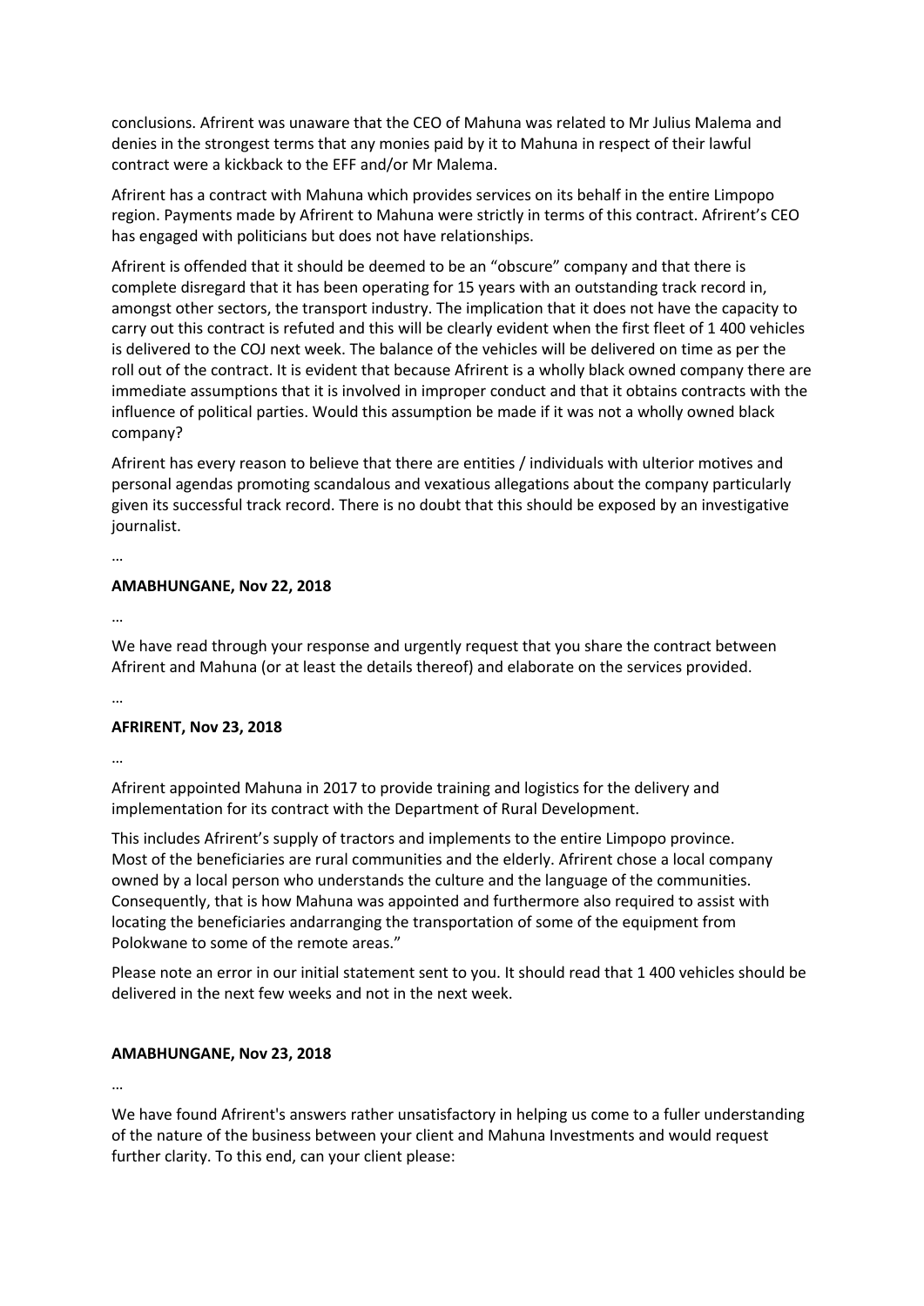conclusions. Afrirent was unaware that the CEO of Mahuna was related to Mr Julius Malema and denies in the strongest terms that any monies paid by it to Mahuna in respect of their lawful contract were a kickback to the EFF and/or Mr Malema.

Afrirent has a contract with Mahuna which provides services on its behalf in the entire Limpopo region. Payments made by Afrirent to Mahuna were strictly in terms of this contract. Afrirent's CEO has engaged with politicians but does not have relationships.

Afrirent is offended that it should be deemed to be an "obscure" company and that there is complete disregard that it has been operating for 15 years with an outstanding track record in, amongst other sectors, the transport industry. The implication that it does not have the capacity to carry out this contract is refuted and this will be clearly evident when the first fleet of 1 400 vehicles is delivered to the COJ next week. The balance of the vehicles will be delivered on time as per the roll out of the contract. It is evident that because Afrirent is a wholly black owned company there are immediate assumptions that it is involved in improper conduct and that it obtains contracts with the influence of political parties. Would this assumption be made if it was not a wholly owned black company?

Afrirent has every reason to believe that there are entities / individuals with ulterior motives and personal agendas promoting scandalous and vexatious allegations about the company particularly given its successful track record. There is no doubt that this should be exposed by an investigative journalist.

…

**AMABHUNGANE, Nov 22, 2018**

…

We have read through your response and urgently request that you share the contract between Afrirent and Mahuna (or at least the details thereof) and elaborate on the services provided.

…

**AFRIRENT, Nov 23, 2018**

…

Afrirent appointed Mahuna in 2017 to provide training and logistics for the delivery and implementation for its contract with the Department of Rural Development.

This includes Afrirent's supply of tractors and implements to the entire Limpopo province. Most of the beneficiaries are rural communities and the elderly. Afrirent chose a local company owned by a local person who understands the culture and the language of the communities. Consequently, that is how Mahuna was appointed and furthermore also required to assist with locating the beneficiaries andarranging the transportation of some of the equipment from Polokwane to some of the remote areas."

Please note an error in our initial statement sent to you. It should read that 1 400 vehicles should be delivered in the next few weeks and not in the next week.

**AMABHUNGANE, Nov 23, 2018**

…

We have found Afrirent's answers rather unsatisfactory in helping us come to a fuller understanding of the nature of the business between your client and Mahuna Investments and would request further clarity. To this end, can your client please: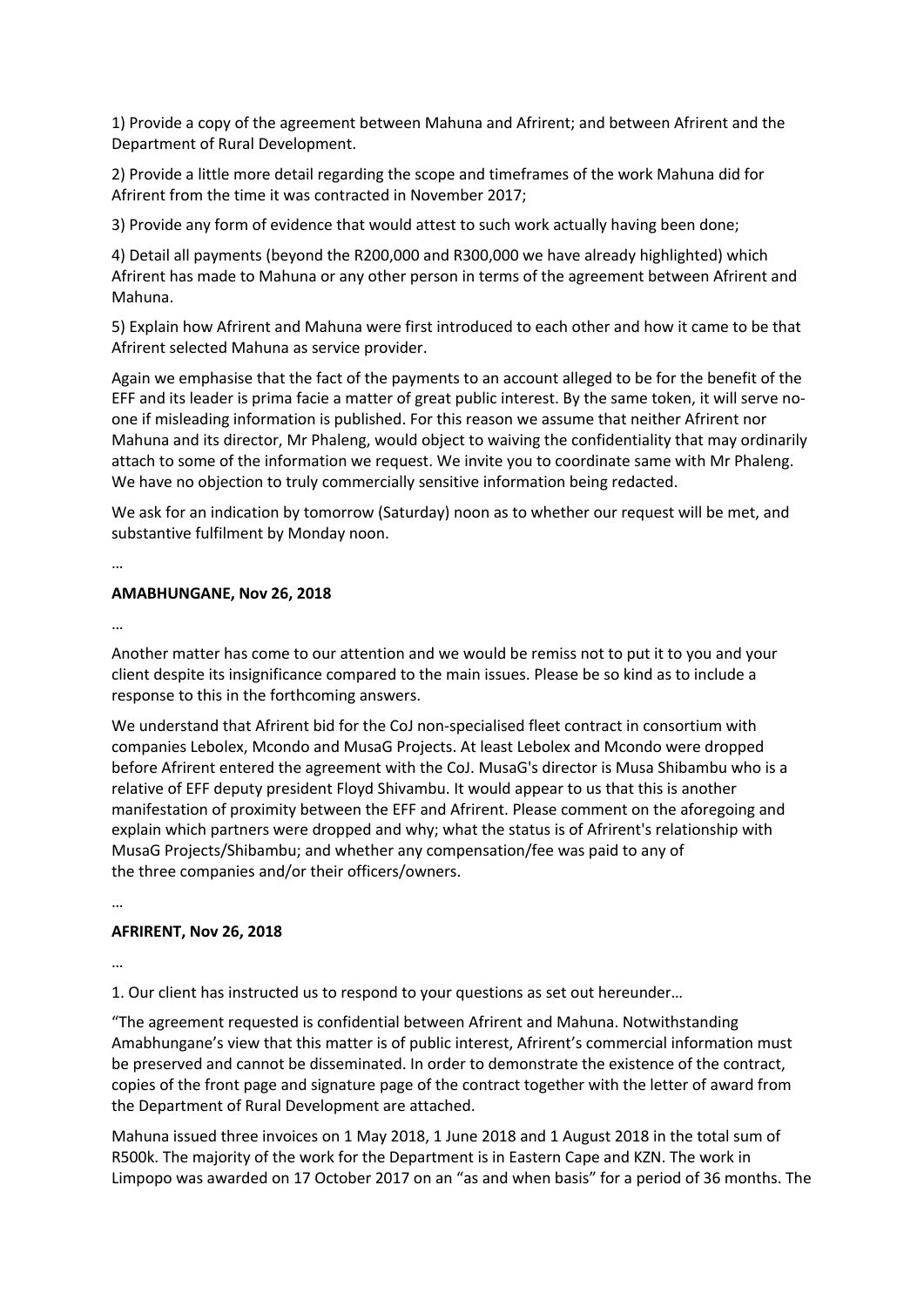1) Provide a copy of the agreement between Mahuna and Afrirent; and between Afrirent and the Department of Rural Development.

2) Provide a little more detail regarding the scope and timeframes of the work Mahuna did for Afrirent from the time it was contracted in November 2017;

3) Provide any form of evidence that would attest to such work actually having been done;

4) Detail all payments (beyond the R200,000 and R300,000 we have already highlighted) which Afrirent has made to Mahuna or any other person in terms of the agreement between Afrirent and Mahuna.

5) Explain how Afrirent and Mahuna were first introduced to each other and how it came to be that Afrirent selected Mahuna as service provider.

Again we emphasise that the fact of the payments to an account alleged to be for the benefit of the EFF and its leader is prima facie a matter of great public interest. By the same token, it will serve no-one if misleading information is published. For this reason we assume that neither Afrirent nor Mahuna and its director, Mr Phaleng, would object to waiving the confidentiality that may ordinarily attach to some of the information we request. We invite you to coordinate same with Mr Phaleng. We have no objection to truly commercially sensitive information being redacted.

We ask for an indication by tomorrow (Saturday) noon as to whether our request will be met, and substantive fulfilment by Monday noon.

…

**AMABHUNGANE, Nov 26, 2018**

…

Another matter has come to our attention and we would be remiss not to put it to you and your client despite its insignificance compared to the main issues. Please be so kind as to include a response to this in the forthcoming answers.

We understand that Afrirent bid for the CoJ non-specialised fleet contract in consortium with companies Lebolex, Mcondo and MusaG Projects. At least Lebolex and Mcondo were dropped before Afrirent entered the agreement with the CoJ. MusaG's director is Musa Shibambu who is a relative of EFF deputy president Floyd Shivambu. It would appear to us that this is another manifestation of proximity between the EFF and Afrirent. Please comment on the aforegoing and explain which partners were dropped and why; what the status is of Afrirent's relationship with MusaG Projects/Shibambu; and whether any compensation/fee was paid to any of the three companies and/or their officers/owners.

…

**AFRIRENT, Nov 26, 2018**

…

1. Our client has instructed us to respond to your questions as set out hereunder…

"The agreement requested is confidential between Afrirent and Mahuna. Notwithstanding Amabhungane's view that this matter is of public interest, Afrirent's commercial information must be preserved and cannot be disseminated. In order to demonstrate the existence of the contract, copies of the front page and signature page of the contract together with the letter of award from the Department of Rural Development are attached.

Mahuna issued three invoices on 1 May 2018, 1 June 2018 and 1 August 2018 in the total sum of R500k. The majority of the work for the Department is in Eastern Cape and KZN. The work in Limpopo was awarded on 17 October 2017 on an "as and when basis" for a period of 36 months. The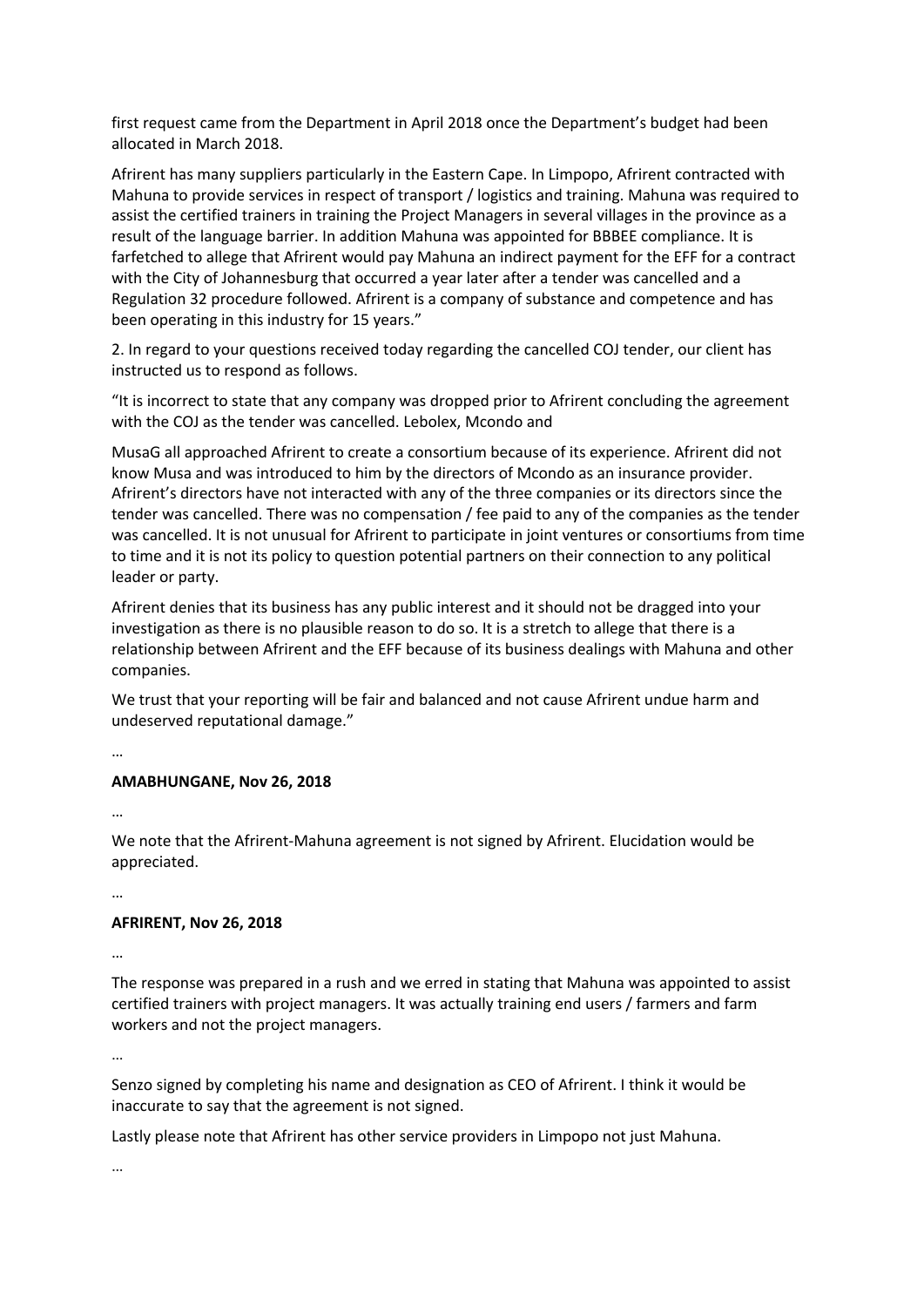first request came from the Department in April 2018 once the Department's budget had been allocated in March 2018.

Afrirent has many suppliers particularly in the Eastern Cape. In Limpopo, Afrirent contracted with Mahuna to provide services in respect of transport / logistics and training. Mahuna was required to assist the certified trainers in training the Project Managers in several villages in the province as a result of the language barrier. In addition Mahuna was appointed for BBBEE compliance. It is farfetched to allege that Afrirent would pay Mahuna an indirect payment for the EFF for a contract with the City of Johannesburg that occurred a year later after a tender was cancelled and a Regulation 32 procedure followed. Afrirent is a company of substance and competence and has been operating in this industry for 15 years."

2. In regard to your questions received today regarding the cancelled COJ tender, our client has instructed us to respond as follows.

"It is incorrect to state that any company was dropped prior to Afrirent concluding the agreement with the COJ as the tender was cancelled. Lebolex, Mcondo and

MusaG all approached Afrirent to create a consortium because of its experience. Afrirent did not know Musa and was introduced to him by the directors of Mcondo as an insurance provider. Afrirent's directors have not interacted with any of the three companies or its directors since the tender was cancelled. There was no compensation / fee paid to any of the companies as the tender was cancelled. It is not unusual for Afrirent to participate in joint ventures or consortiums from time to time and it is not its policy to question potential partners on their connection to any political leader or party.

Afrirent denies that its business has any public interest and it should not be dragged into your investigation as there is no plausible reason to do so. It is a stretch to allege that there is a relationship between Afrirent and the EFF because of its business dealings with Mahuna and other companies.

We trust that your reporting will be fair and balanced and not cause Afrirent undue harm and undeserved reputational damage."

…

**AMABHUNGANE, Nov 26, 2018**

…

We note that the Afrirent-Mahuna agreement is not signed by Afrirent. Elucidation would be appreciated.

…

**AFRIRENT, Nov 26, 2018**

…

The response was prepared in a rush and we erred in stating that Mahuna was appointed to assist certified trainers with project managers. It was actually training end users / farmers and farm workers and not the project managers.

…

Senzo signed by completing his name and designation as CEO of Afrirent. I think it would be inaccurate to say that the agreement is not signed.

Lastly please note that Afrirent has other service providers in Limpopo not just Mahuna.

…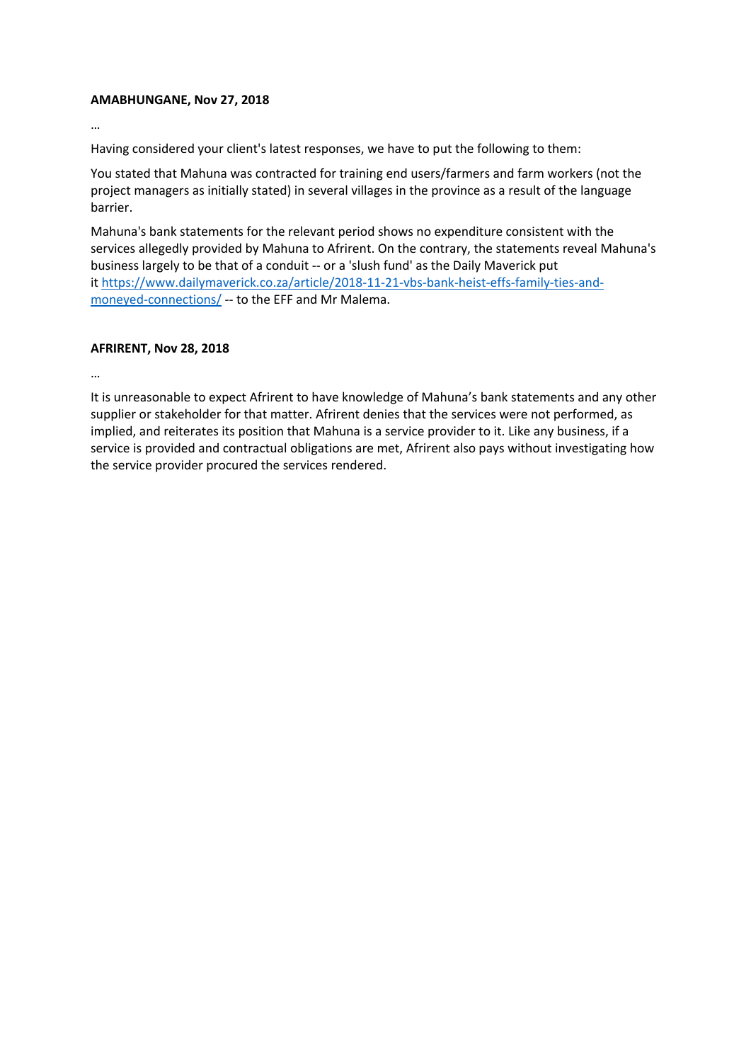**AMABHUNGANE, Nov 27, 2018**

…

Having considered your client's latest responses, we have to put the following to them:

You stated that Mahuna was contracted for training end users/farmers and farm workers (not the project managers as initially stated) in several villages in the province as a result of the language barrier.

Mahuna's bank statements for the relevant period shows no expenditure consistent with the services allegedly provided by Mahuna to Afrirent. On the contrary, the statements reveal Mahuna's business largely to be that of a conduit -- or a 'slush fund' as the Daily Maverick put it [https://www.dailymaverick.co.za/article/2018-11-21-vbs-bank-heist-effs-family-ties-and-moneyed-connections/](https://www.dailymaverick.co.za/article/2018-11-21-vbs-bank-heist-effs-family-ties-and-moneyed-connections/) -- to the EFF and Mr Malema.

**AFRIRENT, Nov 28, 2018**

…

It is unreasonable to expect Afrirent to have knowledge of Mahuna's bank statements and any other supplier or stakeholder for that matter. Afrirent denies that the services were not performed, as implied, and reiterates its position that Mahuna is a service provider to it. Like any business, if a service is provided and contractual obligations are met, Afrirent also pays without investigating how the service provider procured the services rendered.